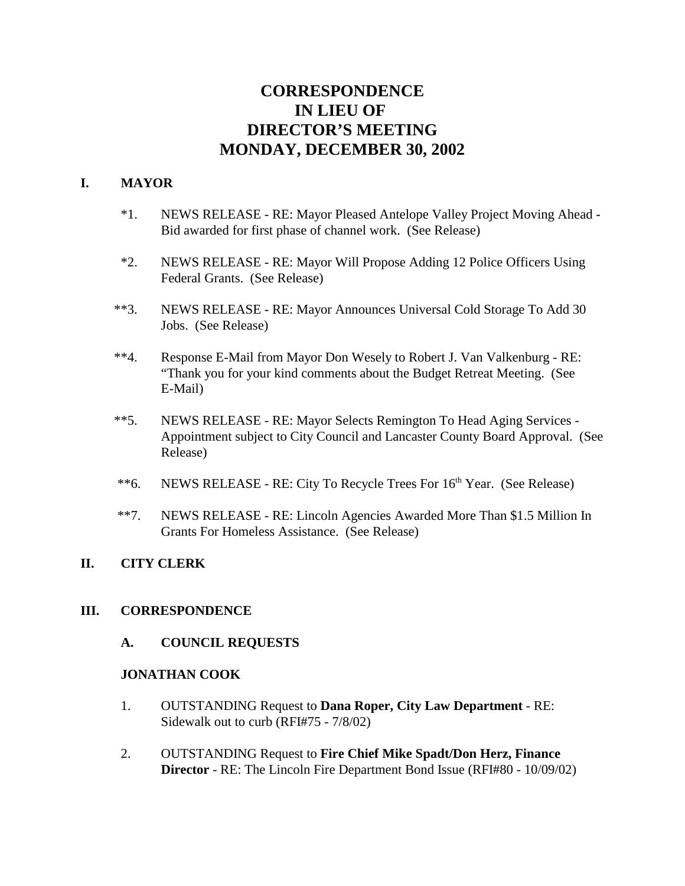# CORRESPONDENCE
# IN LIEU OF
# DIRECTOR'S MEETING
# MONDAY, DECEMBER 30, 2002

## I. MAYOR

*1. NEWS RELEASE - RE: Mayor Pleased Antelope Valley Project Moving Ahead - Bid awarded for first phase of channel work. (See Release)

*2. NEWS RELEASE - RE: Mayor Will Propose Adding 12 Police Officers Using Federal Grants. (See Release)

**3. NEWS RELEASE - RE: Mayor Announces Universal Cold Storage To Add 30 Jobs. (See Release)

**4. Response E-Mail from Mayor Don Wesely to Robert J. Van Valkenburg - RE: "Thank you for your kind comments about the Budget Retreat Meeting. (See E-Mail)

**5. NEWS RELEASE - RE: Mayor Selects Remington To Head Aging Services - Appointment subject to City Council and Lancaster County Board Approval. (See Release)

**6. NEWS RELEASE - RE: City To Recycle Trees For 16th Year. (See Release)

**7. NEWS RELEASE - RE: Lincoln Agencies Awarded More Than $1.5 Million In Grants For Homeless Assistance. (See Release)

## II. CITY CLERK

## III. CORRESPONDENCE

### A. COUNCIL REQUESTS

**JONATHAN COOK**

1. OUTSTANDING Request to **Dana Roper, City Law Department** - RE: Sidewalk out to curb (RFI#75 - 7/8/02)

2. OUTSTANDING Request to **Fire Chief Mike Spadt/Don Herz, Finance Director** - RE: The Lincoln Fire Department Bond Issue (RFI#80 - 10/09/02)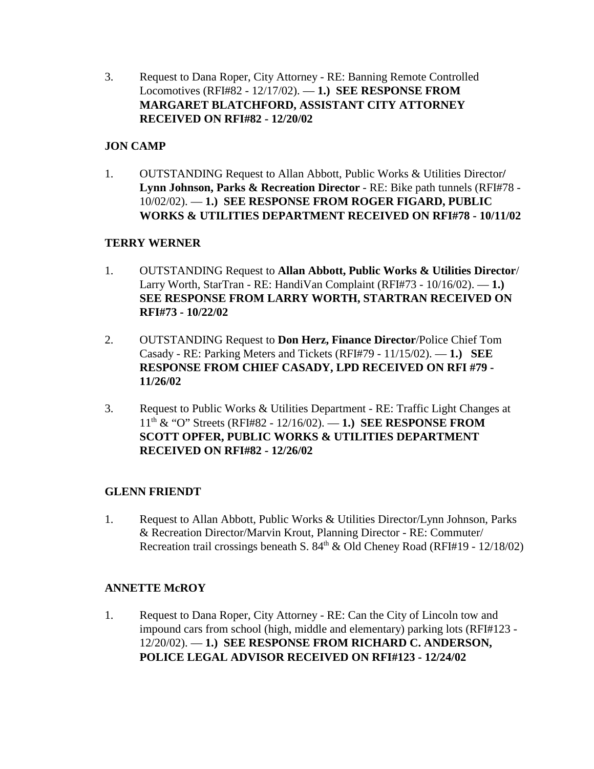3. Request to Dana Roper, City Attorney - RE: Banning Remote Controlled Locomotives (RFI#82 - 12/17/02). — **1.) SEE RESPONSE FROM MARGARET BLATCHFORD, ASSISTANT CITY ATTORNEY RECEIVED ON RFI#82 - 12/20/02**

**JON CAMP**

1. OUTSTANDING Request to Allan Abbott, Public Works & Utilities Director**/ Lynn Johnson, Parks & Recreation Director** - RE: Bike path tunnels (RFI#78 - 10/02/02). — **1.) SEE RESPONSE FROM ROGER FIGARD, PUBLIC WORKS & UTILITIES DEPARTMENT RECEIVED ON RFI#78 - 10/11/02**

**TERRY WERNER**

1. OUTSTANDING Request to **Allan Abbott, Public Works & Utilities Director**/ Larry Worth, StarTran - RE: HandiVan Complaint (RFI#73 - 10/16/02). — **1.) SEE RESPONSE FROM LARRY WORTH, STARTRAN RECEIVED ON RFI#73 - 10/22/02**

2. OUTSTANDING Request to **Don Herz, Finance Director**/Police Chief Tom Casady - RE: Parking Meters and Tickets (RFI#79 - 11/15/02). — **1.) SEE RESPONSE FROM CHIEF CASADY, LPD RECEIVED ON RFI #79 - 11/26/02**

3. Request to Public Works & Utilities Department - RE: Traffic Light Changes at 11th & "O" Streets (RFI#82 - 12/16/02). — **1.) SEE RESPONSE FROM SCOTT OPFER, PUBLIC WORKS & UTILITIES DEPARTMENT RECEIVED ON RFI#82 - 12/26/02**

**GLENN FRIENDT**

1. Request to Allan Abbott, Public Works & Utilities Director/Lynn Johnson, Parks & Recreation Director/Marvin Krout, Planning Director - RE: Commuter/ Recreation trail crossings beneath S. 84th & Old Cheney Road (RFI#19 - 12/18/02)

**ANNETTE McROY**

1. Request to Dana Roper, City Attorney - RE: Can the City of Lincoln tow and impound cars from school (high, middle and elementary) parking lots (RFI#123 - 12/20/02). — **1.) SEE RESPONSE FROM RICHARD C. ANDERSON, POLICE LEGAL ADVISOR RECEIVED ON RFI#123 - 12/24/02**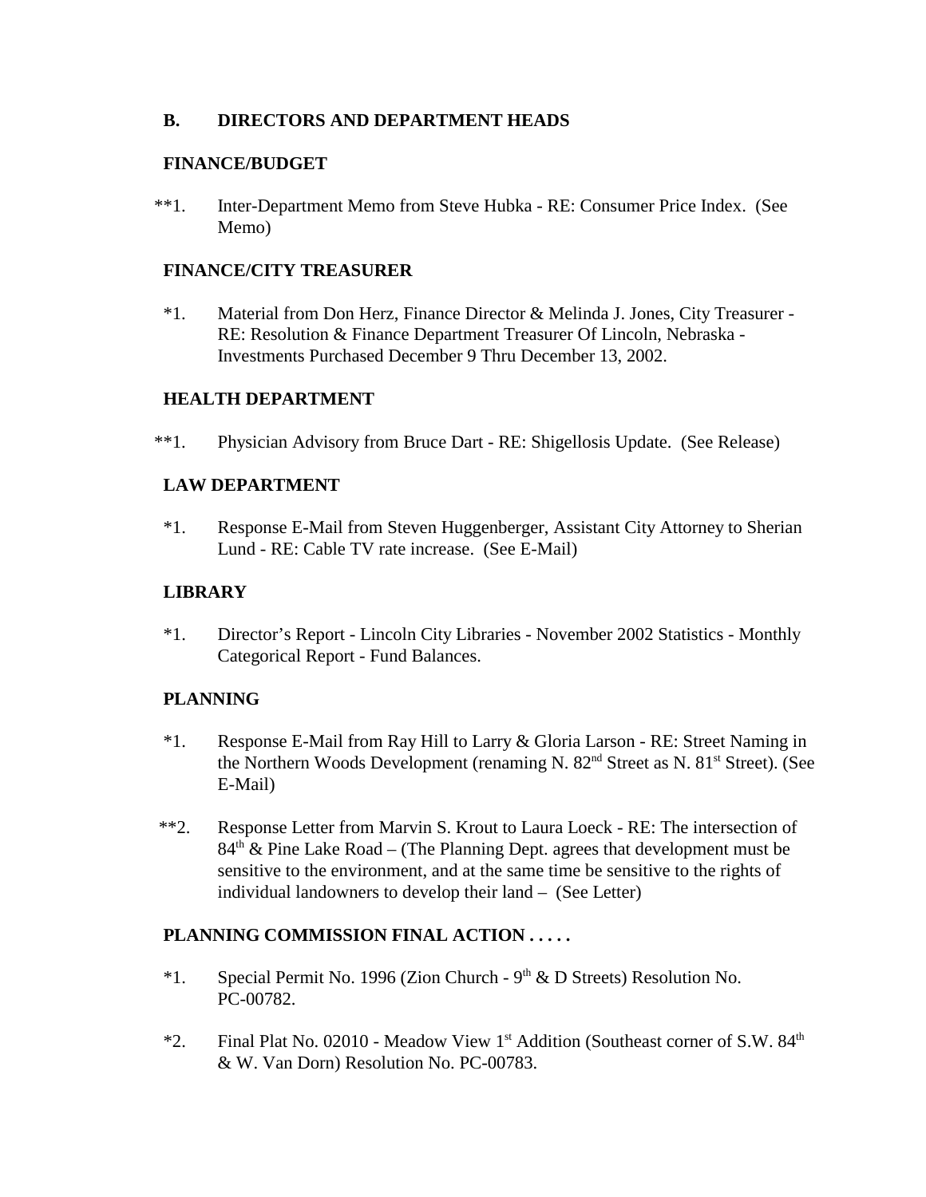**B. DIRECTORS AND DEPARTMENT HEADS**

**FINANCE/BUDGET**

**1. Inter-Department Memo from Steve Hubka - RE: Consumer Price Index. (See Memo)

**FINANCE/CITY TREASURER**

*1. Material from Don Herz, Finance Director & Melinda J. Jones, City Treasurer - RE: Resolution & Finance Department Treasurer Of Lincoln, Nebraska - Investments Purchased December 9 Thru December 13, 2002.

**HEALTH DEPARTMENT**

**1. Physician Advisory from Bruce Dart - RE: Shigellosis Update. (See Release)

**LAW DEPARTMENT**

*1. Response E-Mail from Steven Huggenberger, Assistant City Attorney to Sherian Lund - RE: Cable TV rate increase. (See E-Mail)

**LIBRARY**

*1. Director's Report - Lincoln City Libraries - November 2002 Statistics - Monthly Categorical Report - Fund Balances.

**PLANNING**

*1. Response E-Mail from Ray Hill to Larry & Gloria Larson - RE: Street Naming in the Northern Woods Development (renaming N. 82nd Street as N. 81st Street). (See E-Mail)

**2. Response Letter from Marvin S. Krout to Laura Loeck - RE: The intersection of 84th & Pine Lake Road – (The Planning Dept. agrees that development must be sensitive to the environment, and at the same time be sensitive to the rights of individual landowners to develop their land – (See Letter)

**PLANNING COMMISSION FINAL ACTION . . . . .**

*1. Special Permit No. 1996 (Zion Church - 9th & D Streets) Resolution No. PC-00782.

*2. Final Plat No. 02010 - Meadow View 1st Addition (Southeast corner of S.W. 84th & W. Van Dorn) Resolution No. PC-00783.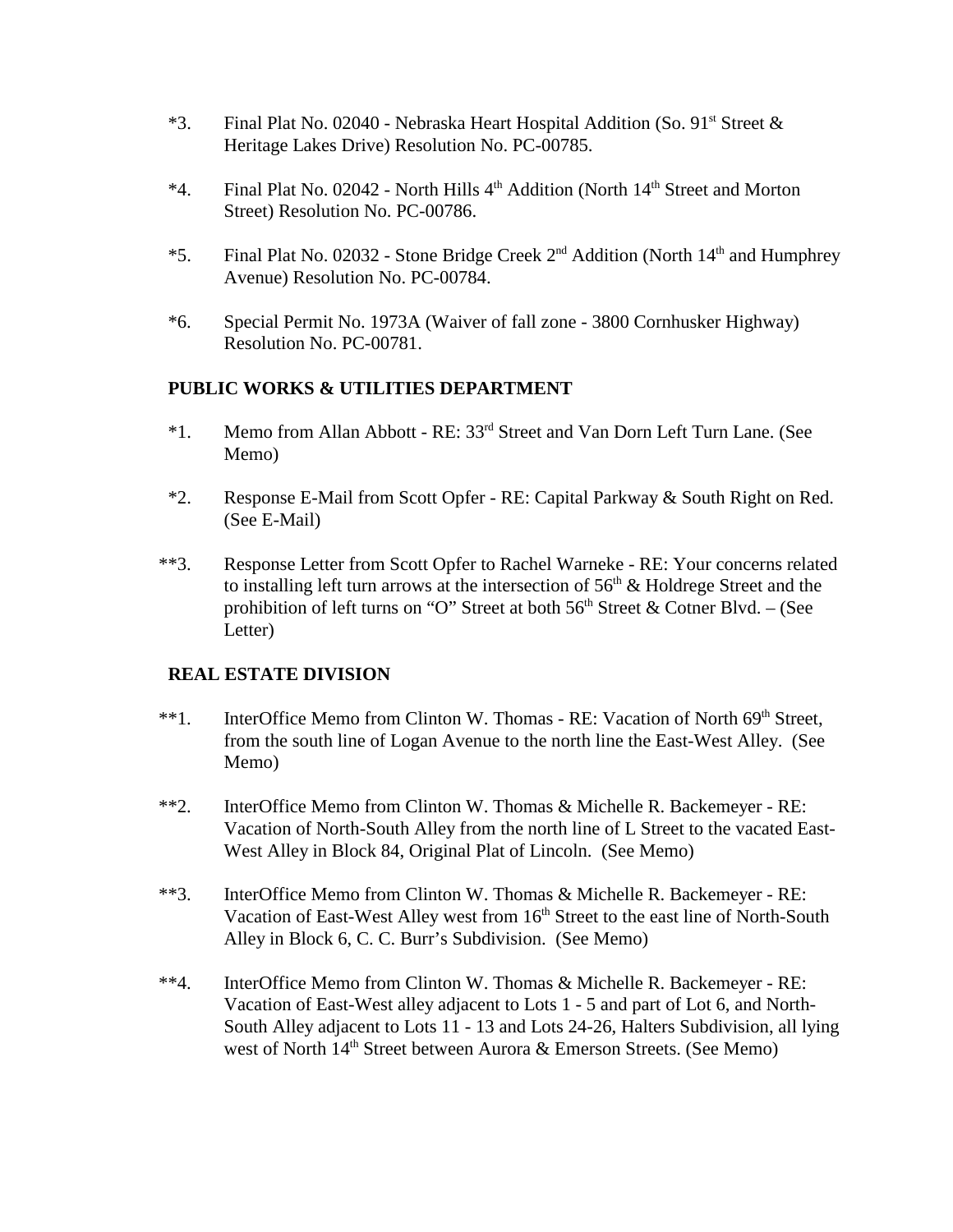*3. Final Plat No. 02040 - Nebraska Heart Hospital Addition (So. 91st Street & Heritage Lakes Drive) Resolution No. PC-00785.

*4. Final Plat No. 02042 - North Hills 4th Addition (North 14th Street and Morton Street) Resolution No. PC-00786.

*5. Final Plat No. 02032 - Stone Bridge Creek 2nd Addition (North 14th and Humphrey Avenue) Resolution No. PC-00784.

*6. Special Permit No. 1973A (Waiver of fall zone - 3800 Cornhusker Highway) Resolution No. PC-00781.

**PUBLIC WORKS & UTILITIES DEPARTMENT**

*1. Memo from Allan Abbott - RE: 33rd Street and Van Dorn Left Turn Lane. (See Memo)

*2. Response E-Mail from Scott Opfer - RE: Capital Parkway & South Right on Red. (See E-Mail)

**3. Response Letter from Scott Opfer to Rachel Warneke - RE: Your concerns related to installing left turn arrows at the intersection of 56th & Holdrege Street and the prohibition of left turns on "O" Street at both 56th Street & Cotner Blvd. – (See Letter)

**REAL ESTATE DIVISION**

**1. InterOffice Memo from Clinton W. Thomas - RE: Vacation of North 69th Street, from the south line of Logan Avenue to the north line the East-West Alley. (See Memo)

**2. InterOffice Memo from Clinton W. Thomas & Michelle R. Backemeyer - RE: Vacation of North-South Alley from the north line of L Street to the vacated East-West Alley in Block 84, Original Plat of Lincoln. (See Memo)

**3. InterOffice Memo from Clinton W. Thomas & Michelle R. Backemeyer - RE: Vacation of East-West Alley west from 16th Street to the east line of North-South Alley in Block 6, C. C. Burr's Subdivision. (See Memo)

**4. InterOffice Memo from Clinton W. Thomas & Michelle R. Backemeyer - RE: Vacation of East-West alley adjacent to Lots 1 - 5 and part of Lot 6, and North-South Alley adjacent to Lots 11 - 13 and Lots 24-26, Halters Subdivision, all lying west of North 14th Street between Aurora & Emerson Streets. (See Memo)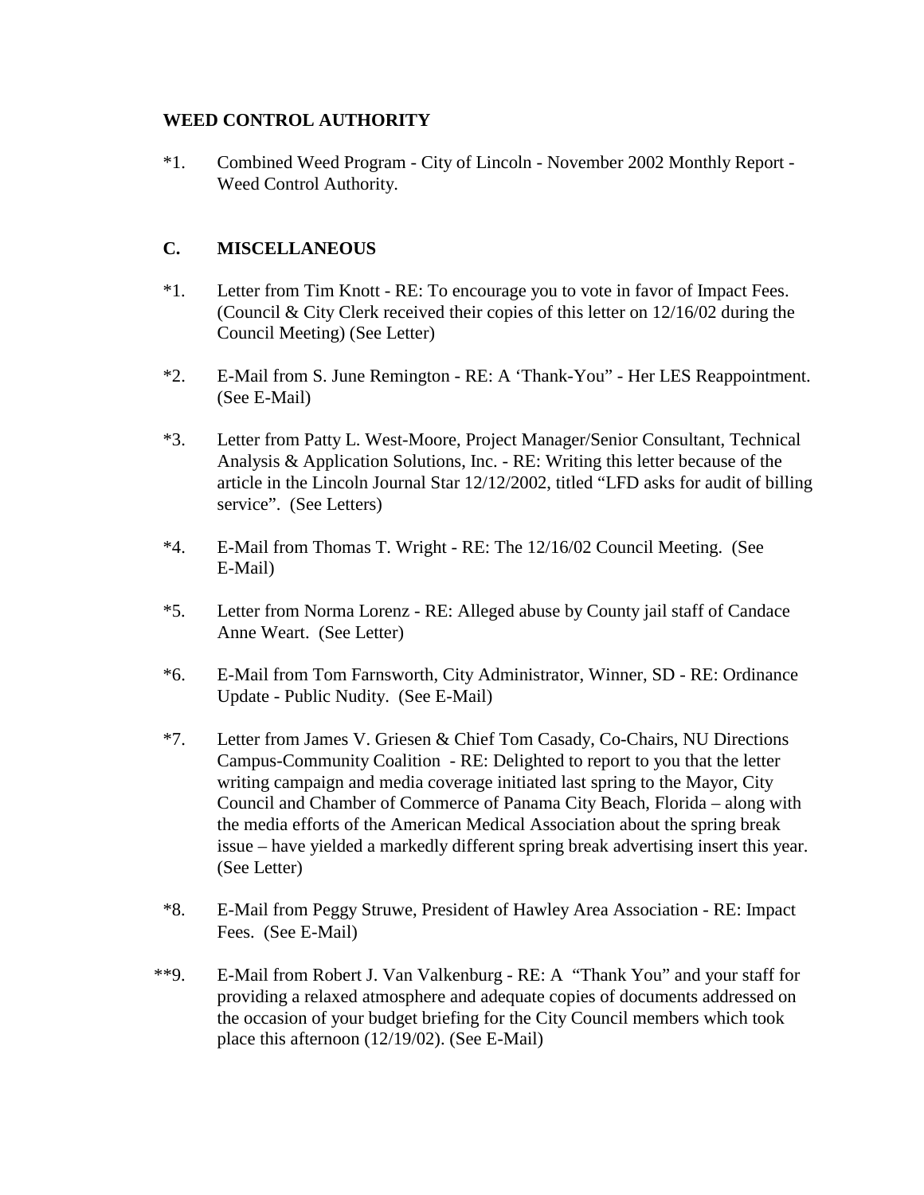**WEED CONTROL AUTHORITY**

*1. Combined Weed Program - City of Lincoln - November 2002 Monthly Report - Weed Control Authority.

**C. MISCELLANEOUS**

*1. Letter from Tim Knott - RE: To encourage you to vote in favor of Impact Fees. (Council & City Clerk received their copies of this letter on 12/16/02 during the Council Meeting) (See Letter)

*2. E-Mail from S. June Remington - RE: A 'Thank-You" - Her LES Reappointment. (See E-Mail)

*3. Letter from Patty L. West-Moore, Project Manager/Senior Consultant, Technical Analysis & Application Solutions, Inc. - RE: Writing this letter because of the article in the Lincoln Journal Star 12/12/2002, titled "LFD asks for audit of billing service". (See Letters)

*4. E-Mail from Thomas T. Wright - RE: The 12/16/02 Council Meeting. (See E-Mail)

*5. Letter from Norma Lorenz - RE: Alleged abuse by County jail staff of Candace Anne Weart. (See Letter)

*6. E-Mail from Tom Farnsworth, City Administrator, Winner, SD - RE: Ordinance Update - Public Nudity. (See E-Mail)

*7. Letter from James V. Griesen & Chief Tom Casady, Co-Chairs, NU Directions Campus-Community Coalition - RE: Delighted to report to you that the letter writing campaign and media coverage initiated last spring to the Mayor, City Council and Chamber of Commerce of Panama City Beach, Florida – along with the media efforts of the American Medical Association about the spring break issue – have yielded a markedly different spring break advertising insert this year. (See Letter)

*8. E-Mail from Peggy Struwe, President of Hawley Area Association - RE: Impact Fees. (See E-Mail)

**9. E-Mail from Robert J. Van Valkenburg - RE: A "Thank You" and your staff for providing a relaxed atmosphere and adequate copies of documents addressed on the occasion of your budget briefing for the City Council members which took place this afternoon (12/19/02). (See E-Mail)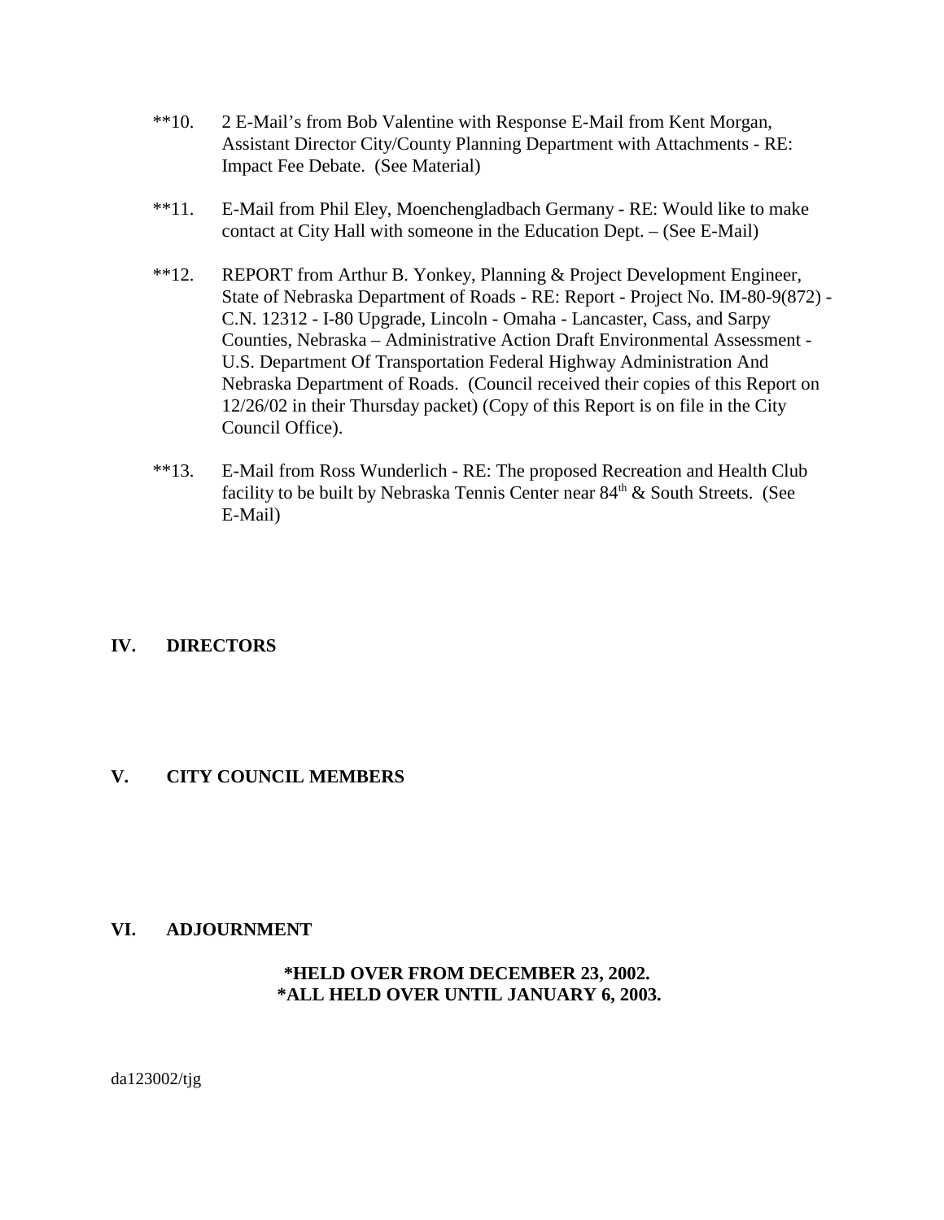**10. 2 E-Mail's from Bob Valentine with Response E-Mail from Kent Morgan, Assistant Director City/County Planning Department with Attachments - RE: Impact Fee Debate. (See Material)

**11. E-Mail from Phil Eley, Moenchengladbach Germany - RE: Would like to make contact at City Hall with someone in the Education Dept. – (See E-Mail)

**12. REPORT from Arthur B. Yonkey, Planning & Project Development Engineer, State of Nebraska Department of Roads - RE: Report - Project No. IM-80-9(872) - C.N. 12312 - I-80 Upgrade, Lincoln - Omaha - Lancaster, Cass, and Sarpy Counties, Nebraska – Administrative Action Draft Environmental Assessment - U.S. Department Of Transportation Federal Highway Administration And Nebraska Department of Roads. (Council received their copies of this Report on 12/26/02 in their Thursday packet) (Copy of this Report is on file in the City Council Office).

**13. E-Mail from Ross Wunderlich - RE: The proposed Recreation and Health Club facility to be built by Nebraska Tennis Center near 84th & South Streets. (See E-Mail)

## IV. DIRECTORS

## V. CITY COUNCIL MEMBERS

## VI. ADJOURNMENT

**\*HELD OVER FROM DECEMBER 23, 2002.**
**\*ALL HELD OVER UNTIL JANUARY 6, 2003.**

da123002/tjg